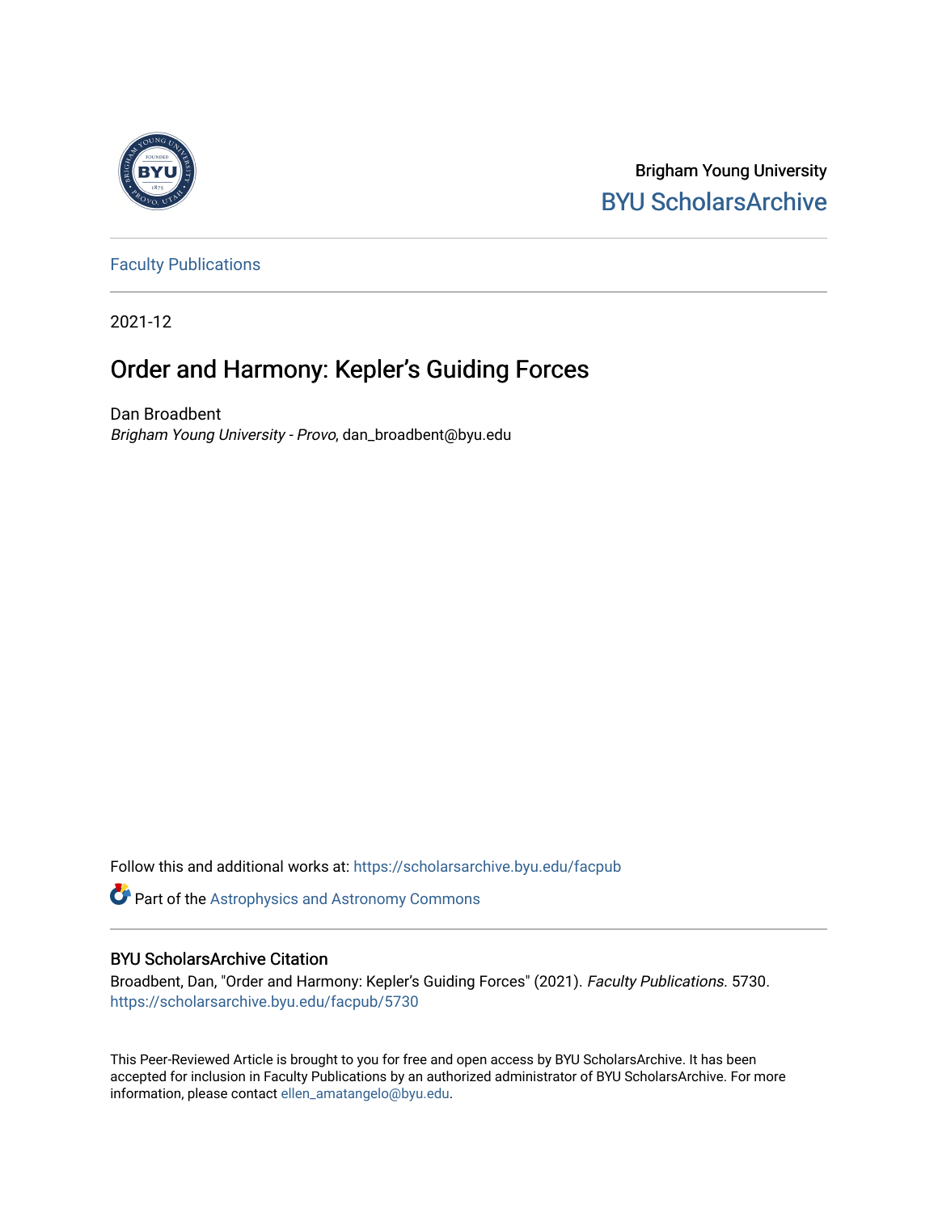Brigham Young University

BYU ScholarsArchive

Faculty Publications

2021-12

# Order and Harmony: Kepler's Guiding Forces

Dan Broadbent

*Brigham Young University - Provo*, dan_broadbent@byu.edu

Follow this and additional works at: https://scholarsarchive.byu.edu/facpub

Part of the Astrophysics and Astronomy Commons

## BYU ScholarsArchive Citation

Broadbent, Dan, "Order and Harmony: Kepler's Guiding Forces" (2021). *Faculty Publications*. 5730.
https://scholarsarchive.byu.edu/facpub/5730

This Peer-Reviewed Article is brought to you for free and open access by BYU ScholarsArchive. It has been accepted for inclusion in Faculty Publications by an authorized administrator of BYU ScholarsArchive. For more information, please contact ellen_amatangelo@byu.edu.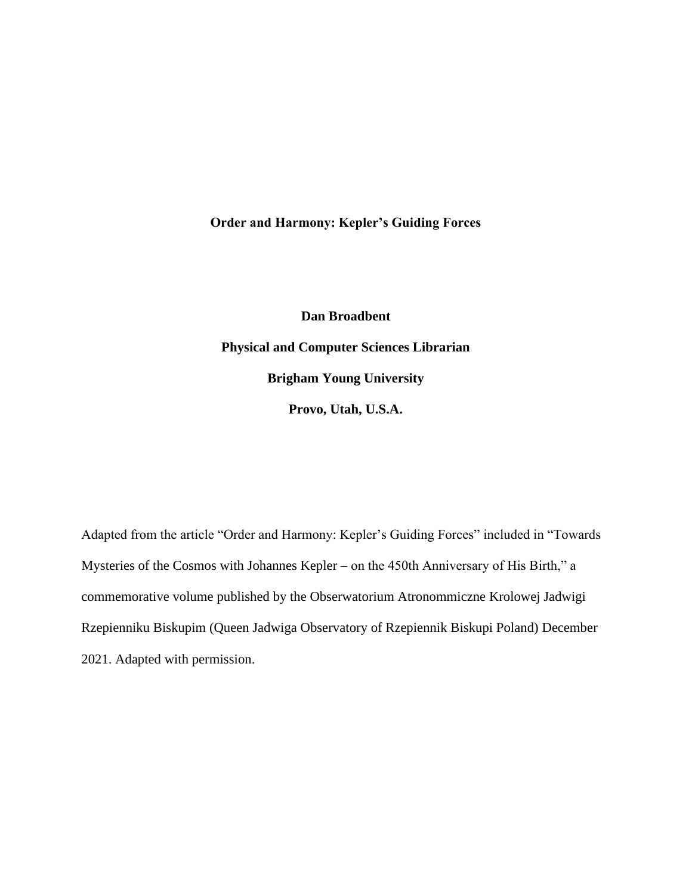**Order and Harmony: Kepler's Guiding Forces**

**Dan Broadbent**

**Physical and Computer Sciences Librarian**

**Brigham Young University**

**Provo, Utah, U.S.A.**

Adapted from the article "Order and Harmony: Kepler's Guiding Forces" included in "Towards Mysteries of the Cosmos with Johannes Kepler – on the 450th Anniversary of His Birth," a commemorative volume published by the Obserwatorium Atronommiczne Krolowej Jadwigi Rzepienniku Biskupim (Queen Jadwiga Observatory of Rzepiennik Biskupi Poland) December 2021. Adapted with permission.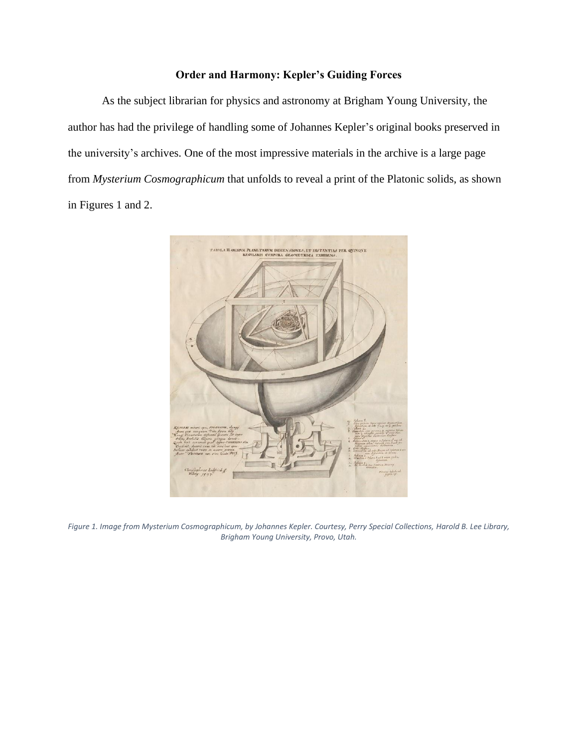## Order and Harmony: Kepler's Guiding Forces

As the subject librarian for physics and astronomy at Brigham Young University, the author has had the privilege of handling some of Johannes Kepler's original books preserved in the university's archives. One of the most impressive materials in the archive is a large page from *Mysterium Cosmographicum* that unfolds to reveal a print of the Platonic solids, as shown in Figures 1 and 2.

*Figure 1. Image from Mysterium Cosmographicum, by Johannes Kepler. Courtesy, Perry Special Collections, Harold B. Lee Library, Brigham Young University, Provo, Utah.*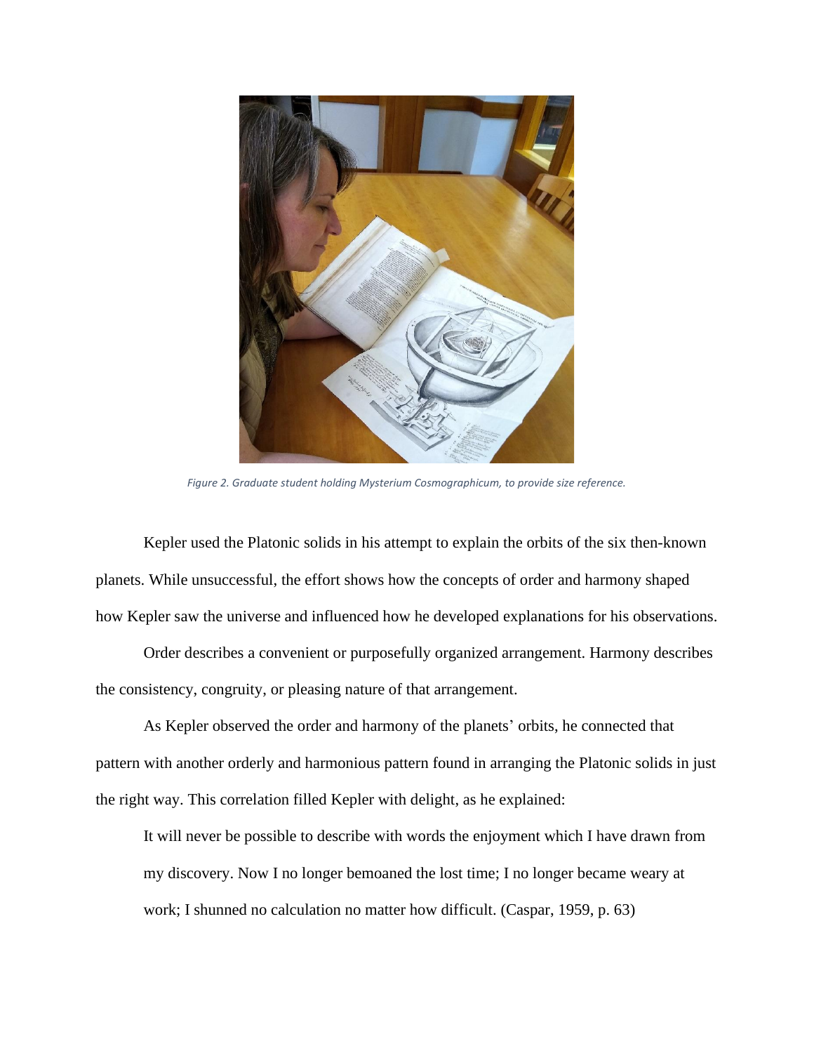*Figure 2. Graduate student holding Mysterium Cosmographicum, to provide size reference.*

Kepler used the Platonic solids in his attempt to explain the orbits of the six then-known planets. While unsuccessful, the effort shows how the concepts of order and harmony shaped how Kepler saw the universe and influenced how he developed explanations for his observations.

Order describes a convenient or purposefully organized arrangement. Harmony describes the consistency, congruity, or pleasing nature of that arrangement.

As Kepler observed the order and harmony of the planets' orbits, he connected that pattern with another orderly and harmonious pattern found in arranging the Platonic solids in just the right way. This correlation filled Kepler with delight, as he explained:

> It will never be possible to describe with words the enjoyment which I have drawn from my discovery. Now I no longer bemoaned the lost time; I no longer became weary at work; I shunned no calculation no matter how difficult. (Caspar, 1959, p. 63)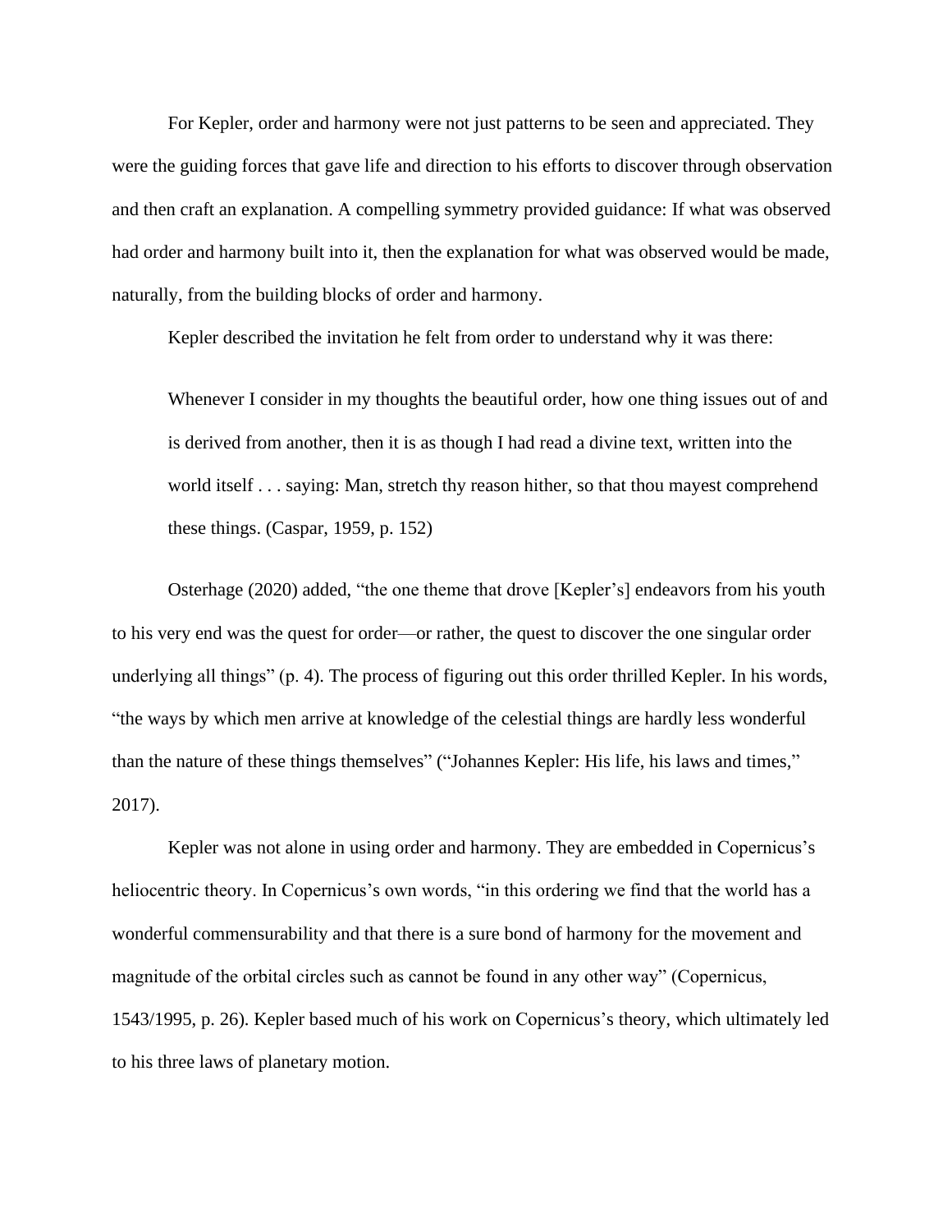For Kepler, order and harmony were not just patterns to be seen and appreciated. They were the guiding forces that gave life and direction to his efforts to discover through observation and then craft an explanation. A compelling symmetry provided guidance: If what was observed had order and harmony built into it, then the explanation for what was observed would be made, naturally, from the building blocks of order and harmony.

Kepler described the invitation he felt from order to understand why it was there:

> Whenever I consider in my thoughts the beautiful order, how one thing issues out of and is derived from another, then it is as though I had read a divine text, written into the world itself . . . saying: Man, stretch thy reason hither, so that thou mayest comprehend these things. (Caspar, 1959, p. 152)

Osterhage (2020) added, "the one theme that drove [Kepler's] endeavors from his youth to his very end was the quest for order—or rather, the quest to discover the one singular order underlying all things" (p. 4). The process of figuring out this order thrilled Kepler. In his words, "the ways by which men arrive at knowledge of the celestial things are hardly less wonderful than the nature of these things themselves" ("Johannes Kepler: His life, his laws and times," 2017).

Kepler was not alone in using order and harmony. They are embedded in Copernicus's heliocentric theory. In Copernicus's own words, "in this ordering we find that the world has a wonderful commensurability and that there is a sure bond of harmony for the movement and magnitude of the orbital circles such as cannot be found in any other way" (Copernicus, 1543/1995, p. 26). Kepler based much of his work on Copernicus's theory, which ultimately led to his three laws of planetary motion.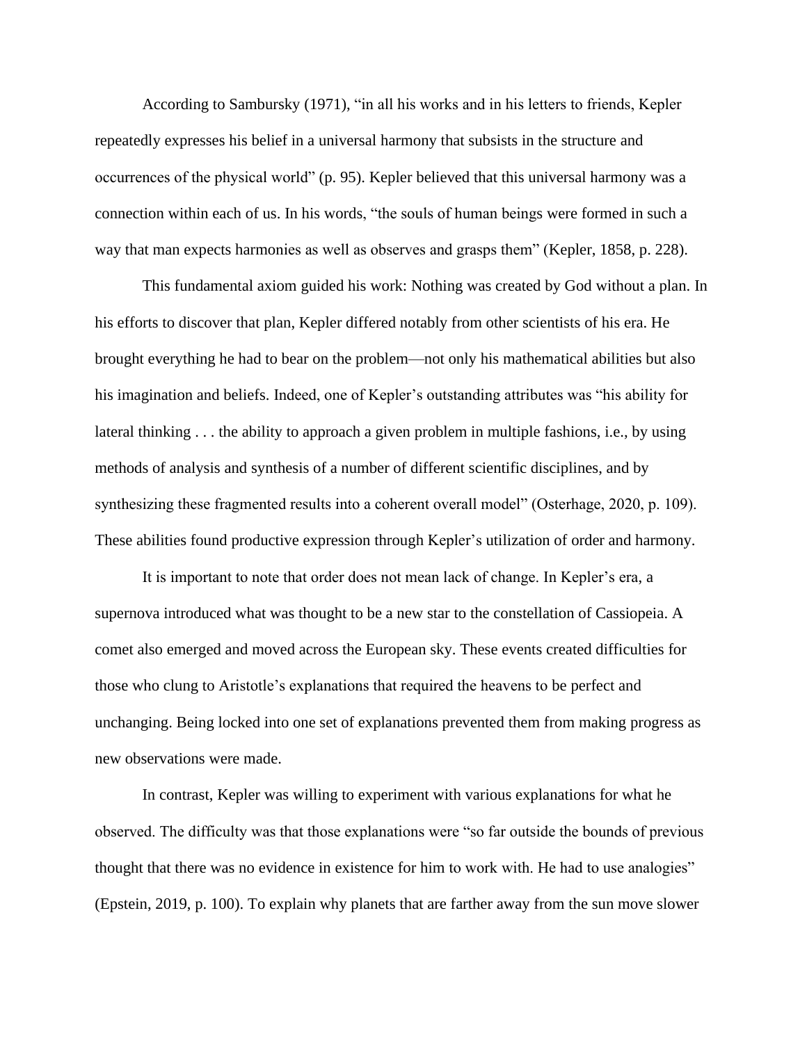According to Sambursky (1971), “in all his works and in his letters to friends, Kepler repeatedly expresses his belief in a universal harmony that subsists in the structure and occurrences of the physical world” (p. 95). Kepler believed that this universal harmony was a connection within each of us. In his words, “the souls of human beings were formed in such a way that man expects harmonies as well as observes and grasps them” (Kepler, 1858, p. 228).

This fundamental axiom guided his work: Nothing was created by God without a plan. In his efforts to discover that plan, Kepler differed notably from other scientists of his era. He brought everything he had to bear on the problem—not only his mathematical abilities but also his imagination and beliefs. Indeed, one of Kepler’s outstanding attributes was “his ability for lateral thinking . . . the ability to approach a given problem in multiple fashions, i.e., by using methods of analysis and synthesis of a number of different scientific disciplines, and by synthesizing these fragmented results into a coherent overall model” (Osterhage, 2020, p. 109). These abilities found productive expression through Kepler’s utilization of order and harmony.

It is important to note that order does not mean lack of change. In Kepler’s era, a supernova introduced what was thought to be a new star to the constellation of Cassiopeia. A comet also emerged and moved across the European sky. These events created difficulties for those who clung to Aristotle’s explanations that required the heavens to be perfect and unchanging. Being locked into one set of explanations prevented them from making progress as new observations were made.

In contrast, Kepler was willing to experiment with various explanations for what he observed. The difficulty was that those explanations were “so far outside the bounds of previous thought that there was no evidence in existence for him to work with. He had to use analogies” (Epstein, 2019, p. 100). To explain why planets that are farther away from the sun move slower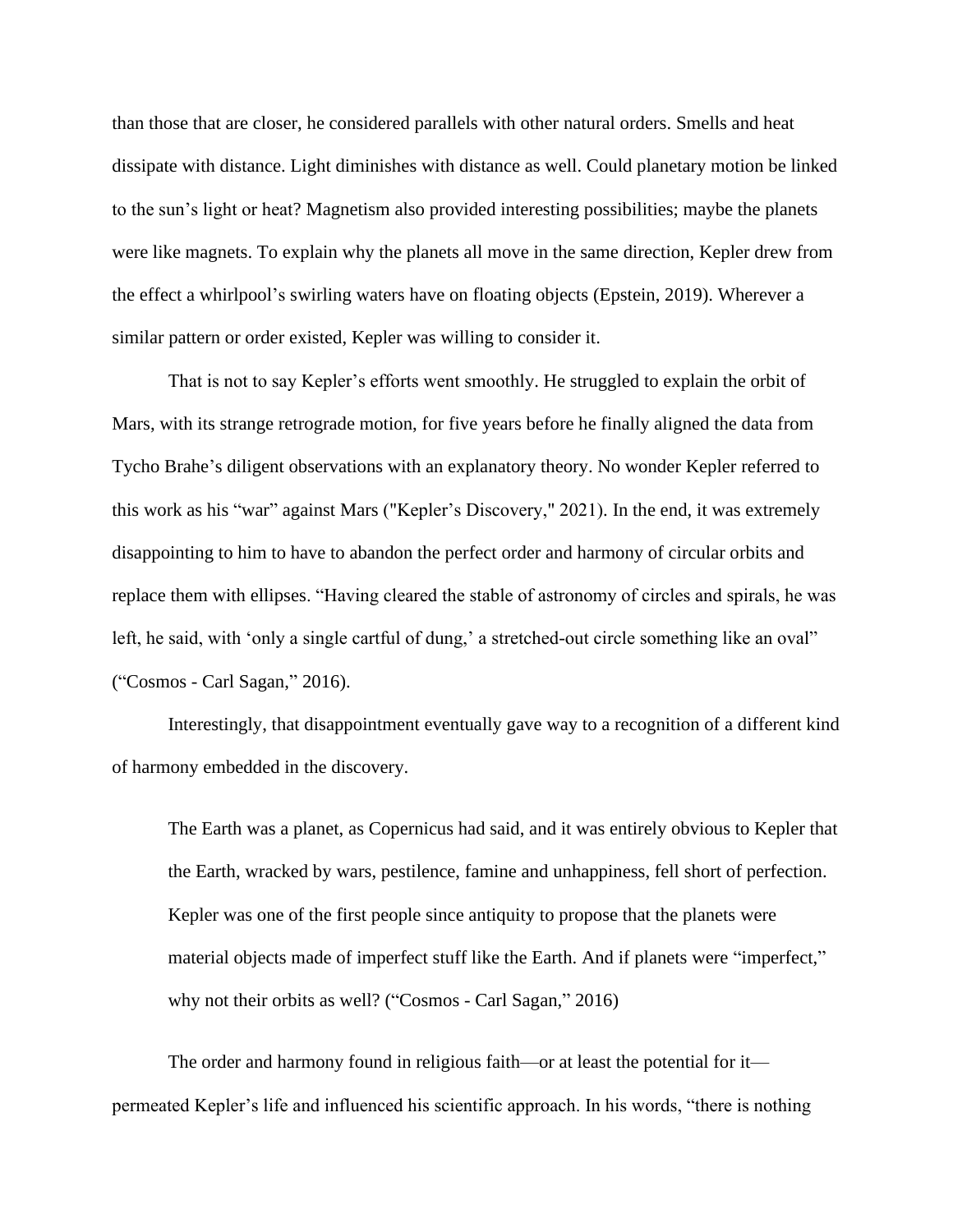than those that are closer, he considered parallels with other natural orders. Smells and heat dissipate with distance. Light diminishes with distance as well. Could planetary motion be linked to the sun's light or heat? Magnetism also provided interesting possibilities; maybe the planets were like magnets. To explain why the planets all move in the same direction, Kepler drew from the effect a whirlpool's swirling waters have on floating objects (Epstein, 2019). Wherever a similar pattern or order existed, Kepler was willing to consider it.

That is not to say Kepler's efforts went smoothly. He struggled to explain the orbit of Mars, with its strange retrograde motion, for five years before he finally aligned the data from Tycho Brahe's diligent observations with an explanatory theory. No wonder Kepler referred to this work as his "war" against Mars ("Kepler's Discovery," 2021). In the end, it was extremely disappointing to him to have to abandon the perfect order and harmony of circular orbits and replace them with ellipses. "Having cleared the stable of astronomy of circles and spirals, he was left, he said, with 'only a single cartful of dung,' a stretched-out circle something like an oval" ("Cosmos - Carl Sagan," 2016).

Interestingly, that disappointment eventually gave way to a recognition of a different kind of harmony embedded in the discovery.

> The Earth was a planet, as Copernicus had said, and it was entirely obvious to Kepler that the Earth, wracked by wars, pestilence, famine and unhappiness, fell short of perfection. Kepler was one of the first people since antiquity to propose that the planets were material objects made of imperfect stuff like the Earth. And if planets were "imperfect," why not their orbits as well? ("Cosmos - Carl Sagan," 2016)

The order and harmony found in religious faith—or at least the potential for it—permeated Kepler's life and influenced his scientific approach. In his words, "there is nothing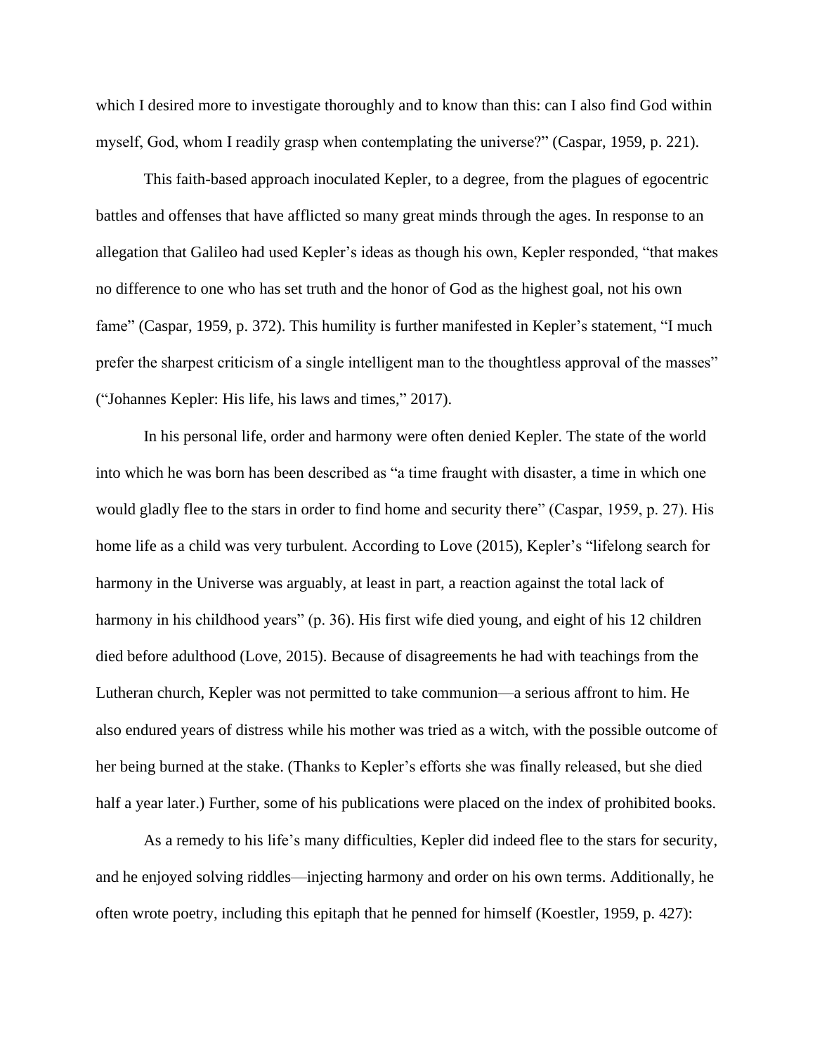which I desired more to investigate thoroughly and to know than this: can I also find God within myself, God, whom I readily grasp when contemplating the universe?" (Caspar, 1959, p. 221).

This faith-based approach inoculated Kepler, to a degree, from the plagues of egocentric battles and offenses that have afflicted so many great minds through the ages. In response to an allegation that Galileo had used Kepler's ideas as though his own, Kepler responded, "that makes no difference to one who has set truth and the honor of God as the highest goal, not his own fame" (Caspar, 1959, p. 372). This humility is further manifested in Kepler's statement, "I much prefer the sharpest criticism of a single intelligent man to the thoughtless approval of the masses" ("Johannes Kepler: His life, his laws and times," 2017).

In his personal life, order and harmony were often denied Kepler. The state of the world into which he was born has been described as "a time fraught with disaster, a time in which one would gladly flee to the stars in order to find home and security there" (Caspar, 1959, p. 27). His home life as a child was very turbulent. According to Love (2015), Kepler's "lifelong search for harmony in the Universe was arguably, at least in part, a reaction against the total lack of harmony in his childhood years" (p. 36). His first wife died young, and eight of his 12 children died before adulthood (Love, 2015). Because of disagreements he had with teachings from the Lutheran church, Kepler was not permitted to take communion—a serious affront to him. He also endured years of distress while his mother was tried as a witch, with the possible outcome of her being burned at the stake. (Thanks to Kepler's efforts she was finally released, but she died half a year later.) Further, some of his publications were placed on the index of prohibited books.

As a remedy to his life's many difficulties, Kepler did indeed flee to the stars for security, and he enjoyed solving riddles—injecting harmony and order on his own terms. Additionally, he often wrote poetry, including this epitaph that he penned for himself (Koestler, 1959, p. 427):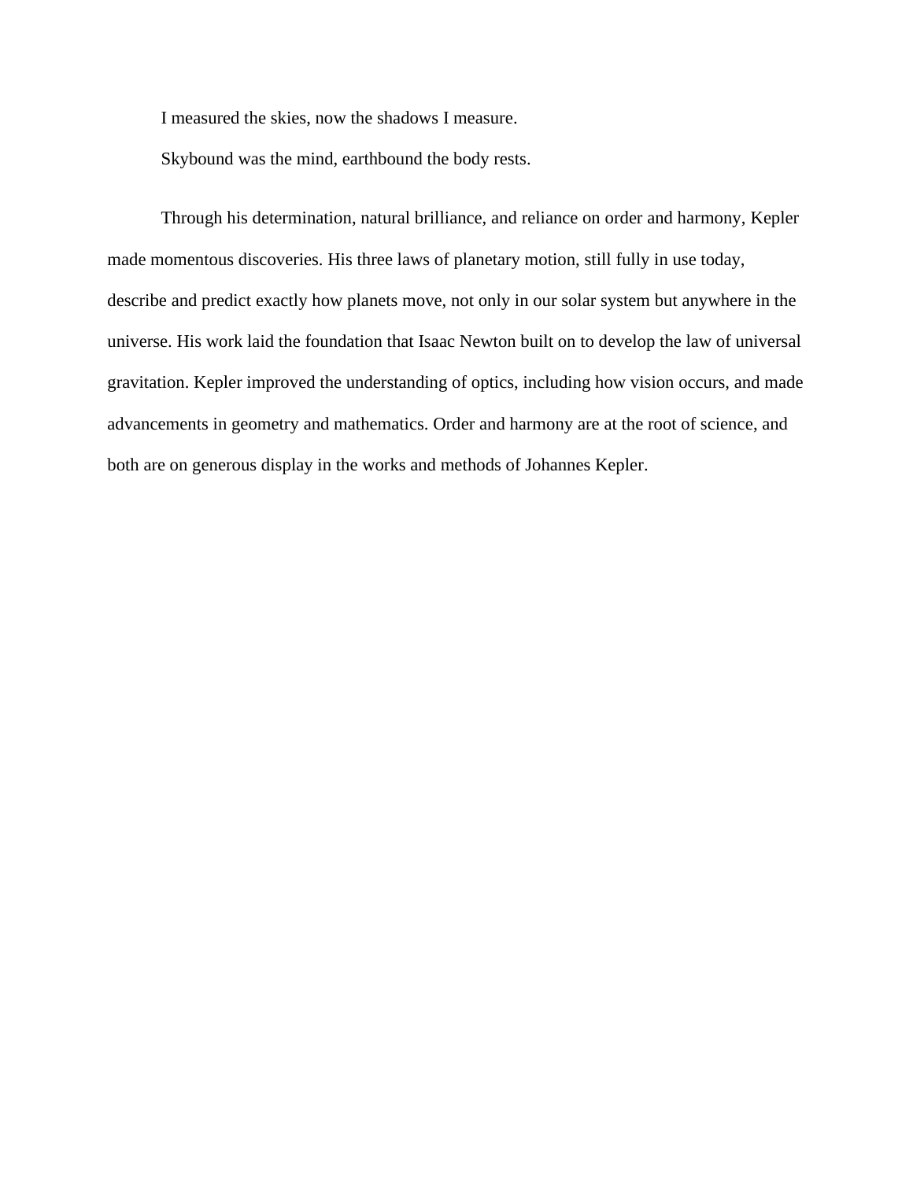I measured the skies, now the shadows I measure.

Skybound was the mind, earthbound the body rests.

Through his determination, natural brilliance, and reliance on order and harmony, Kepler made momentous discoveries. His three laws of planetary motion, still fully in use today, describe and predict exactly how planets move, not only in our solar system but anywhere in the universe. His work laid the foundation that Isaac Newton built on to develop the law of universal gravitation. Kepler improved the understanding of optics, including how vision occurs, and made advancements in geometry and mathematics. Order and harmony are at the root of science, and both are on generous display in the works and methods of Johannes Kepler.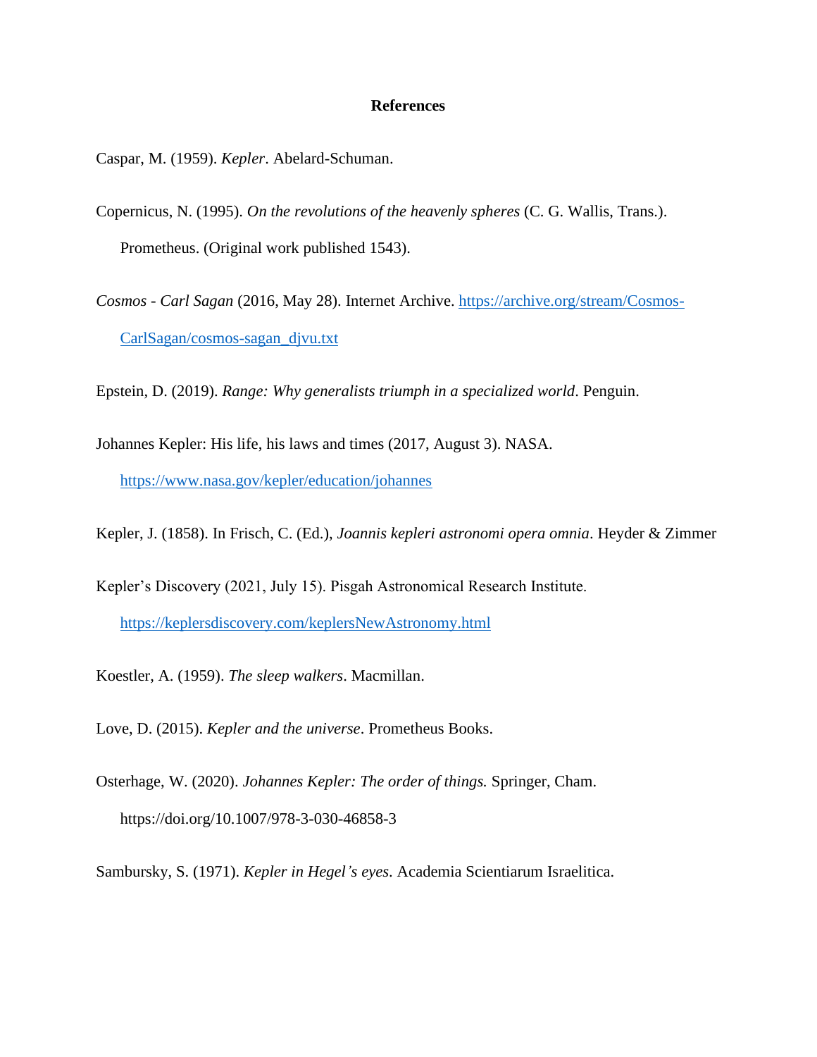# References

Caspar, M. (1959). *Kepler*. Abelard-Schuman.

Copernicus, N. (1995). *On the revolutions of the heavenly spheres* (C. G. Wallis, Trans.). Prometheus. (Original work published 1543).

*Cosmos - Carl Sagan* (2016, May 28). Internet Archive. https://archive.org/stream/Cosmos-CarlSagan/cosmos-sagan_djvu.txt

Epstein, D. (2019). *Range: Why generalists triumph in a specialized world*. Penguin.

Johannes Kepler: His life, his laws and times (2017, August 3). NASA. https://www.nasa.gov/kepler/education/johannes

Kepler, J. (1858). In Frisch, C. (Ed.), *Joannis kepleri astronomi opera omnia*. Heyder & Zimmer

Kepler's Discovery (2021, July 15). Pisgah Astronomical Research Institute. https://keplersdiscovery.com/keplersNewAstronomy.html

Koestler, A. (1959). *The sleep walkers*. Macmillan.

Love, D. (2015). *Kepler and the universe*. Prometheus Books.

Osterhage, W. (2020). *Johannes Kepler: The order of things.* Springer, Cham. https://doi.org/10.1007/978-3-030-46858-3

Sambursky, S. (1971). *Kepler in Hegel's eyes*. Academia Scientiarum Israelitica.